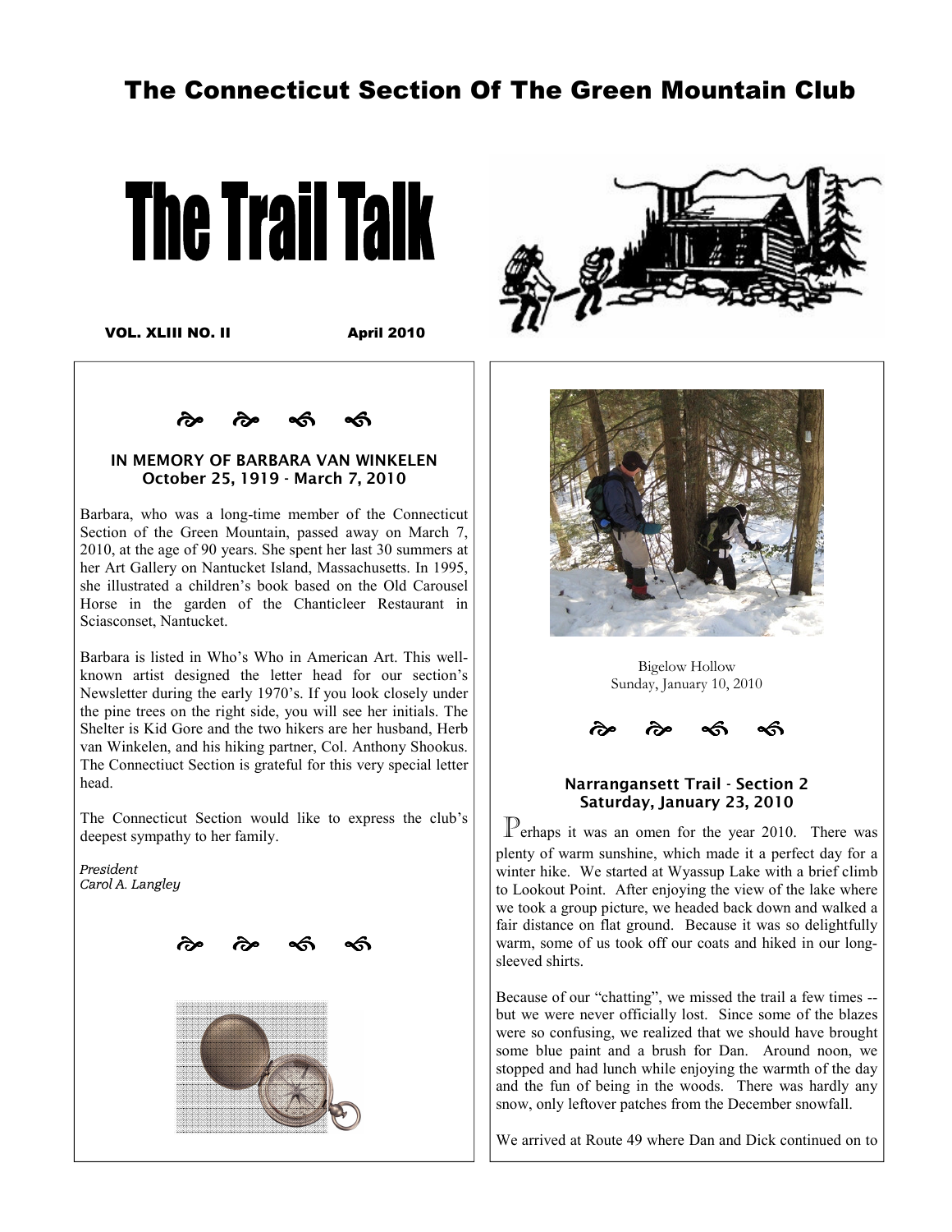# The Connecticut Section Of The Green Mountain Club

# The Trail Talk

**VOL. XLIII NO. II** **April 2010**

### IN MEMORY OF BARBARA VAN WINKELEN
### October 25, 1919 - March 7, 2010

Barbara, who was a long-time member of the Connecticut Section of the Green Mountain, passed away on March 7, 2010, at the age of 90 years. She spent her last 30 summers at her Art Gallery on Nantucket Island, Massachusetts. In 1995, she illustrated a children's book based on the Old Carousel Horse in the garden of the Chanticleer Restaurant in Sciasconset, Nantucket.

Barbara is listed in Who's Who in American Art. This well-known artist designed the letter head for our section's Newsletter during the early 1970's. If you look closely under the pine trees on the right side, you will see her initials. The Shelter is Kid Gore and the two hikers are her husband, Herb van Winkelen, and his hiking partner, Col. Anthony Shookus. The Connectiuct Section is grateful for this very special letter head.

The Connecticut Section would like to express the club's deepest sympathy to her family.

*President*
*Carol A. Langley*

Bigelow Hollow
Sunday, January 10, 2010

### Narragansett Trail - Section 2
### Saturday, January 23, 2010

Perhaps it was an omen for the year 2010. There was plenty of warm sunshine, which made it a perfect day for a winter hike. We started at Wyassup Lake with a brief climb to Lookout Point. After enjoying the view of the lake where we took a group picture, we headed back down and walked a fair distance on flat ground. Because it was so delightfully warm, some of us took off our coats and hiked in our long-sleeved shirts.

Because of our "chatting", we missed the trail a few times -- but we were never officially lost. Since some of the blazes were so confusing, we realized that we should have brought some blue paint and a brush for Dan. Around noon, we stopped and had lunch while enjoying the warmth of the day and the fun of being in the woods. There was hardly any snow, only leftover patches from the December snowfall.

We arrived at Route 49 where Dan and Dick continued on to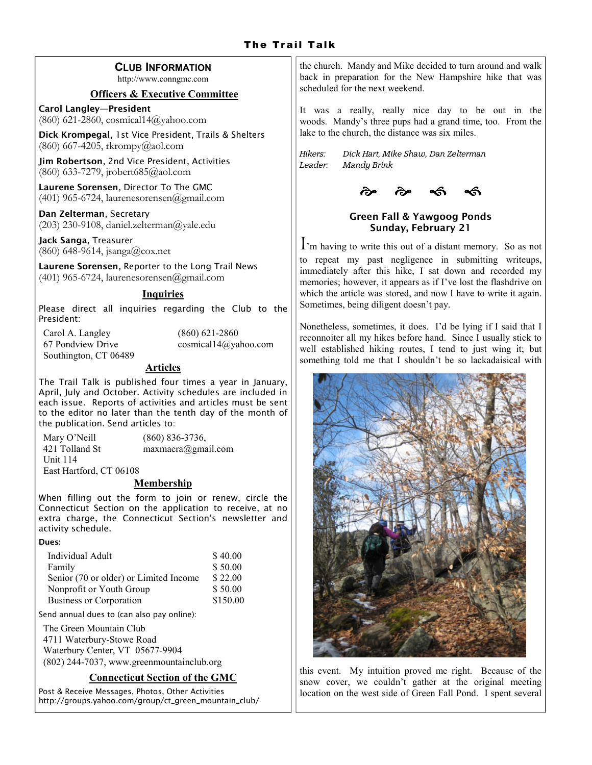## Club Information

http://www.conngmc.com

### Officers & Executive Committee

**Carol Langley—President**
(860) 621-2860, cosmical14@yahoo.com

**Dick Krompegal**, 1st Vice President, Trails & Shelters
(860) 667-4205, rkrompy@aol.com

**Jim Robertson**, 2nd Vice President, Activities
(860) 633-7279, jrobert685@aol.com

**Laurene Sorensen**, Director To The GMC
(401) 965-6724, laurenesorensen@gmail.com

**Dan Zelterman**, Secretary
(203) 230-9108, daniel.zelterman@yale.edu

**Jack Sanga**, Treasurer
(860) 648-9614, jsanga@cox.net

**Laurene Sorensen**, Reporter to the Long Trail News
(401) 965-6724, laurenesorensen@gmail.com

### Inquiries

Please direct all inquiries regarding the Club to the President:

Carol A. Langley
67 Pondview Drive
Southington, CT 06489
(860) 621-2860
cosmical14@yahoo.com

### Articles

The Trail Talk is published four times a year in January, April, July and October. Activity schedules are included in each issue. Reports of activities and articles must be sent to the editor no later than the tenth day of the month of the publication. Send articles to:

Mary O'Neill
421 Tolland St
Unit 114
East Hartford, CT 06108
(860) 836-3736,
maxmaera@gmail.com

### Membership

When filling out the form to join or renew, circle the Connecticut Section on the application to receive, at no extra charge, the Connecticut Section's newsletter and activity schedule.

**Dues:**

| | |
|---|---|
| Individual Adult | $ 40.00 |
| Family | $ 50.00 |
| Senior (70 or older) or Limited Income | $ 22.00 |
| Nonprofit or Youth Group | $ 50.00 |
| Business or Corporation | $150.00 |

Send annual dues to (can also pay online):

The Green Mountain Club
4711 Waterbury-Stowe Road
Waterbury Center, VT 05677-9904
(802) 244-7037, www.greenmountainclub.org

### Connecticut Section of the GMC

Post & Receive Messages, Photos, Other Activities
http://groups.yahoo.com/group/ct_green_mountain_club/

the church. Mandy and Mike decided to turn around and walk back in preparation for the New Hampshire hike that was scheduled for the next weekend.

It was a really, really nice day to be out in the woods. Mandy's three pups had a grand time, too. From the lake to the church, the distance was six miles.

*Hikers: Dick Hart, Mike Shaw, Dan Zelterman*
*Leader: Mandy Brink*

### Green Fall & Yawgoog Ponds
**Sunday, February 21**

I'm having to write this out of a distant memory. So as not to repeat my past negligence in submitting writeups, immediately after this hike, I sat down and recorded my memories; however, it appears as if I've lost the flashdrive on which the article was stored, and now I have to write it again. Sometimes, being diligent doesn't pay.

Nonetheless, sometimes, it does. I'd be lying if I said that I reconnoiter all my hikes before hand. Since I usually stick to well established hiking routes, I tend to just wing it; but something told me that I shouldn't be so lackadaisical with this event. My intuition proved me right. Because of the snow cover, we couldn't gather at the original meeting location on the west side of Green Fall Pond. I spent several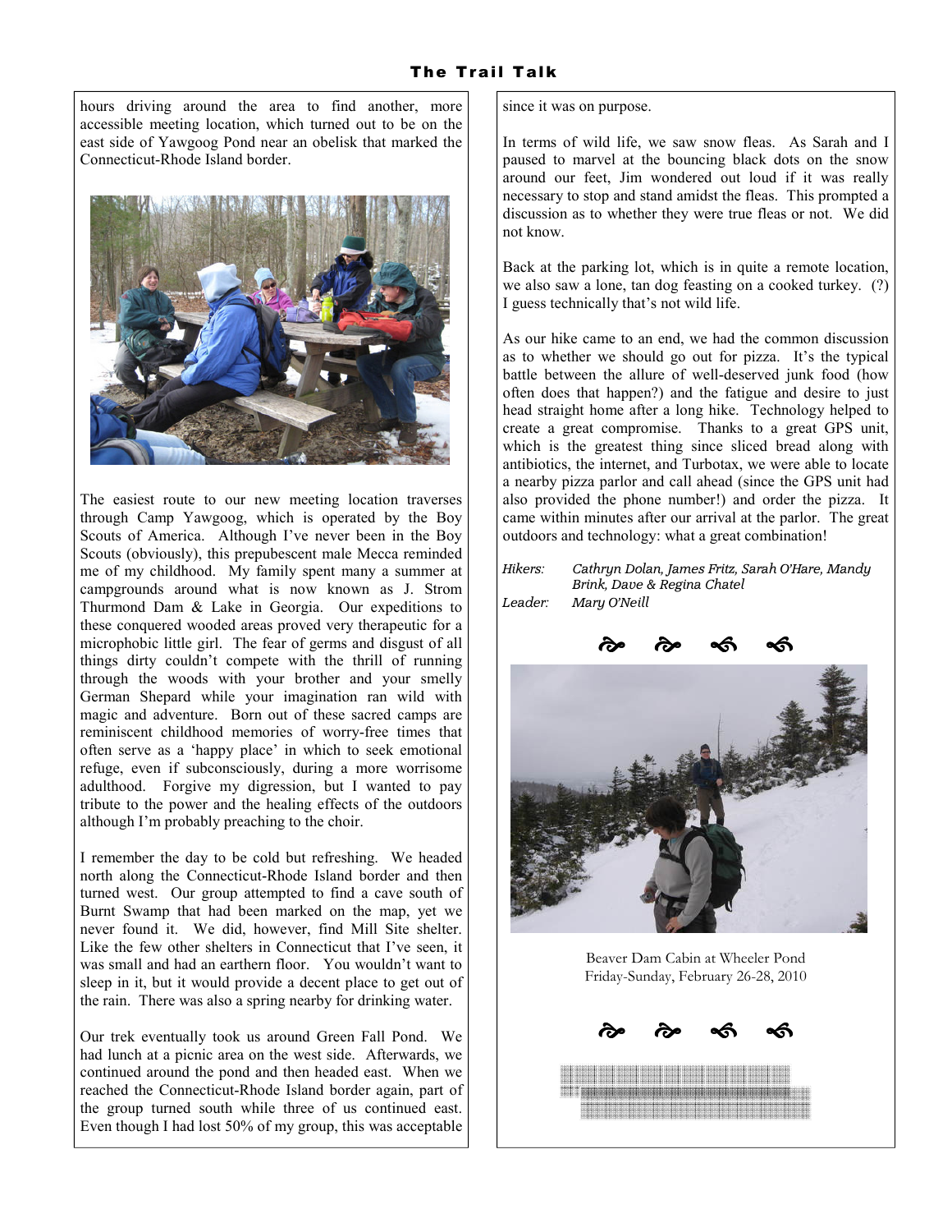hours driving around the area to find another, more accessible meeting location, which turned out to be on the east side of Yawgoog Pond near an obelisk that marked the Connecticut-Rhode Island border.

The easiest route to our new meeting location traverses through Camp Yawgoog, which is operated by the Boy Scouts of America. Although I've never been in the Boy Scouts (obviously), this prepubescent male Mecca reminded me of my childhood. My family spent many a summer at campgrounds around what is now known as J. Strom Thurmond Dam & Lake in Georgia. Our expeditions to these conquered wooded areas proved very therapeutic for a microphobic little girl. The fear of germs and disgust of all things dirty couldn't compete with the thrill of running through the woods with your brother and your smelly German Shepard while your imagination ran wild with magic and adventure. Born out of these sacred camps are reminiscent childhood memories of worry-free times that often serve as a 'happy place' in which to seek emotional refuge, even if subconsciously, during a more worrisome adulthood. Forgive my digression, but I wanted to pay tribute to the power and the healing effects of the outdoors although I'm probably preaching to the choir.

I remember the day to be cold but refreshing. We headed north along the Connecticut-Rhode Island border and then turned west. Our group attempted to find a cave south of Burnt Swamp that had been marked on the map, yet we never found it. We did, however, find Mill Site shelter. Like the few other shelters in Connecticut that I've seen, it was small and had an earthern floor. You wouldn't want to sleep in it, but it would provide a decent place to get out of the rain. There was also a spring nearby for drinking water.

Our trek eventually took us around Green Fall Pond. We had lunch at a picnic area on the west side. Afterwards, we continued around the pond and then headed east. When we reached the Connecticut-Rhode Island border again, part of the group turned south while three of us continued east. Even though I had lost 50% of my group, this was acceptable since it was on purpose.

In terms of wild life, we saw snow fleas. As Sarah and I paused to marvel at the bouncing black dots on the snow around our feet, Jim wondered out loud if it was really necessary to stop and stand amidst the fleas. This prompted a discussion as to whether they were true fleas or not. We did not know.

Back at the parking lot, which is in quite a remote location, we also saw a lone, tan dog feasting on a cooked turkey. (?) I guess technically that's not wild life.

As our hike came to an end, we had the common discussion as to whether we should go out for pizza. It's the typical battle between the allure of well-deserved junk food (how often does that happen?) and the fatigue and desire to just head straight home after a long hike. Technology helped to create a great compromise. Thanks to a great GPS unit, which is the greatest thing since sliced bread along with antibiotics, the internet, and Turbotax, we were able to locate a nearby pizza parlor and call ahead (since the GPS unit had also provided the phone number!) and order the pizza. It came within minutes after our arrival at the parlor. The great outdoors and technology: what a great combination!

*Hikers:* *Cathryn Dolan, James Fritz, Sarah O'Hare, Mandy Brink, Dave & Regina Chatel*
*Leader:* *Mary O'Neill*

Beaver Dam Cabin at Wheeler Pond
Friday-Sunday, February 26-28, 2010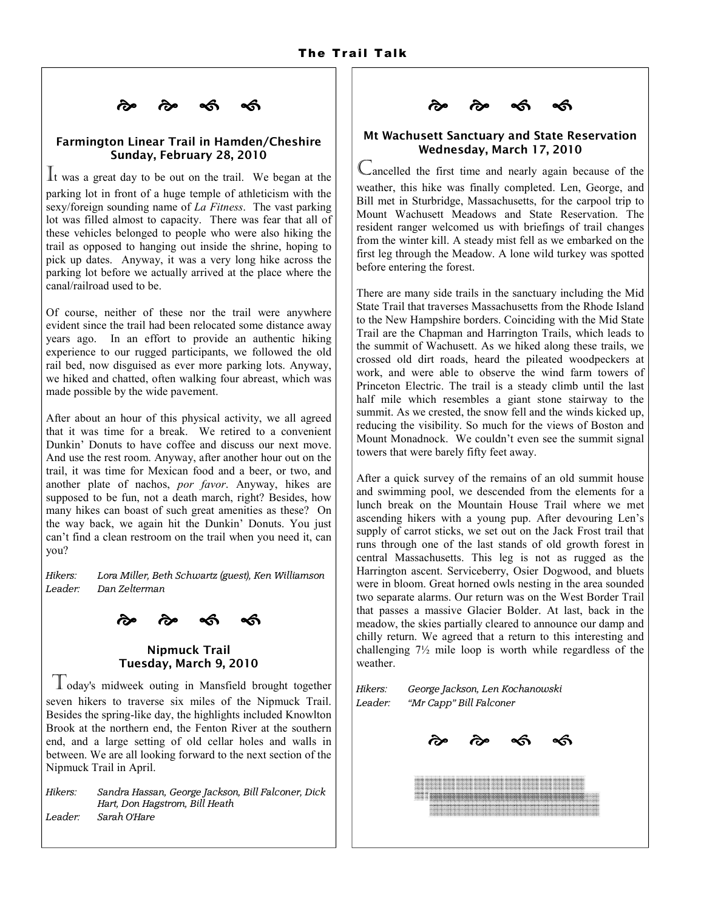## Farmington Linear Trail in Hamden/Cheshire
## Sunday, February 28, 2010

It was a great day to be out on the trail. We began at the parking lot in front of a huge temple of athleticism with the sexy/foreign sounding name of *La Fitness*. The vast parking lot was filled almost to capacity. There was fear that all of these vehicles belonged to people who were also hiking the trail as opposed to hanging out inside the shrine, hoping to pick up dates. Anyway, it was a very long hike across the parking lot before we actually arrived at the place where the canal/railroad used to be.

Of course, neither of these nor the trail were anywhere evident since the trail had been relocated some distance away years ago. In an effort to provide an authentic hiking experience to our rugged participants, we followed the old rail bed, now disguised as ever more parking lots. Anyway, we hiked and chatted, often walking four abreast, which was made possible by the wide pavement.

After about an hour of this physical activity, we all agreed that it was time for a break. We retired to a convenient Dunkin' Donuts to have coffee and discuss our next move. And use the rest room. Anyway, after another hour out on the trail, it was time for Mexican food and a beer, or two, and another plate of nachos, *por favor*. Anyway, hikes are supposed to be fun, not a death march, right? Besides, how many hikes can boast of such great amenities as these? On the way back, we again hit the Dunkin' Donuts. You just can't find a clean restroom on the trail when you need it, can you?

*Hikers:* *Lora Miller, Beth Schwartz (guest), Ken Williamson*
*Leader:* *Dan Zelterman*

## Nipmuck Trail
## Tuesday, March 9, 2010

Today's midweek outing in Mansfield brought together seven hikers to traverse six miles of the Nipmuck Trail. Besides the spring-like day, the highlights included Knowlton Brook at the northern end, the Fenton River at the southern end, and a large setting of old cellar holes and walls in between. We are all looking forward to the next section of the Nipmuck Trail in April.

*Hikers:* *Sandra Hassan, George Jackson, Bill Falconer, Dick Hart, Don Hagstrom, Bill Heath*
*Leader:* *Sarah O'Hare*

## Mt Wachusett Sanctuary and State Reservation
## Wednesday, March 17, 2010

Cancelled the first time and nearly again because of the weather, this hike was finally completed. Len, George, and Bill met in Sturbridge, Massachusetts, for the carpool trip to Mount Wachusett Meadows and State Reservation. The resident ranger welcomed us with briefings of trail changes from the winter kill. A steady mist fell as we embarked on the first leg through the Meadow. A lone wild turkey was spotted before entering the forest.

There are many side trails in the sanctuary including the Mid State Trail that traverses Massachusetts from the Rhode Island to the New Hampshire borders. Coinciding with the Mid State Trail are the Chapman and Harrington Trails, which leads to the summit of Wachusett. As we hiked along these trails, we crossed old dirt roads, heard the pileated woodpeckers at work, and were able to observe the wind farm towers of Princeton Electric. The trail is a steady climb until the last half mile which resembles a giant stone stairway to the summit. As we crested, the snow fell and the winds kicked up, reducing the visibility. So much for the views of Boston and Mount Monadnock. We couldn't even see the summit signal towers that were barely fifty feet away.

After a quick survey of the remains of an old summit house and swimming pool, we descended from the elements for a lunch break on the Mountain House Trail where we met ascending hikers with a young pup. After devouring Len's supply of carrot sticks, we set out on the Jack Frost trail that runs through one of the last stands of old growth forest in central Massachusetts. This leg is not as rugged as the Harrington ascent. Serviceberry, Osier Dogwood, and bluets were in bloom. Great horned owls nesting in the area sounded two separate alarms. Our return was on the West Border Trail that passes a massive Glacier Bolder. At last, back in the meadow, the skies partially cleared to announce our damp and chilly return. We agreed that a return to this interesting and challenging 7½ mile loop is worth while regardless of the weather.

*Hikers:* *George Jackson, Len Kochanowski*
*Leader:* *"Mr Capp" Bill Falconer*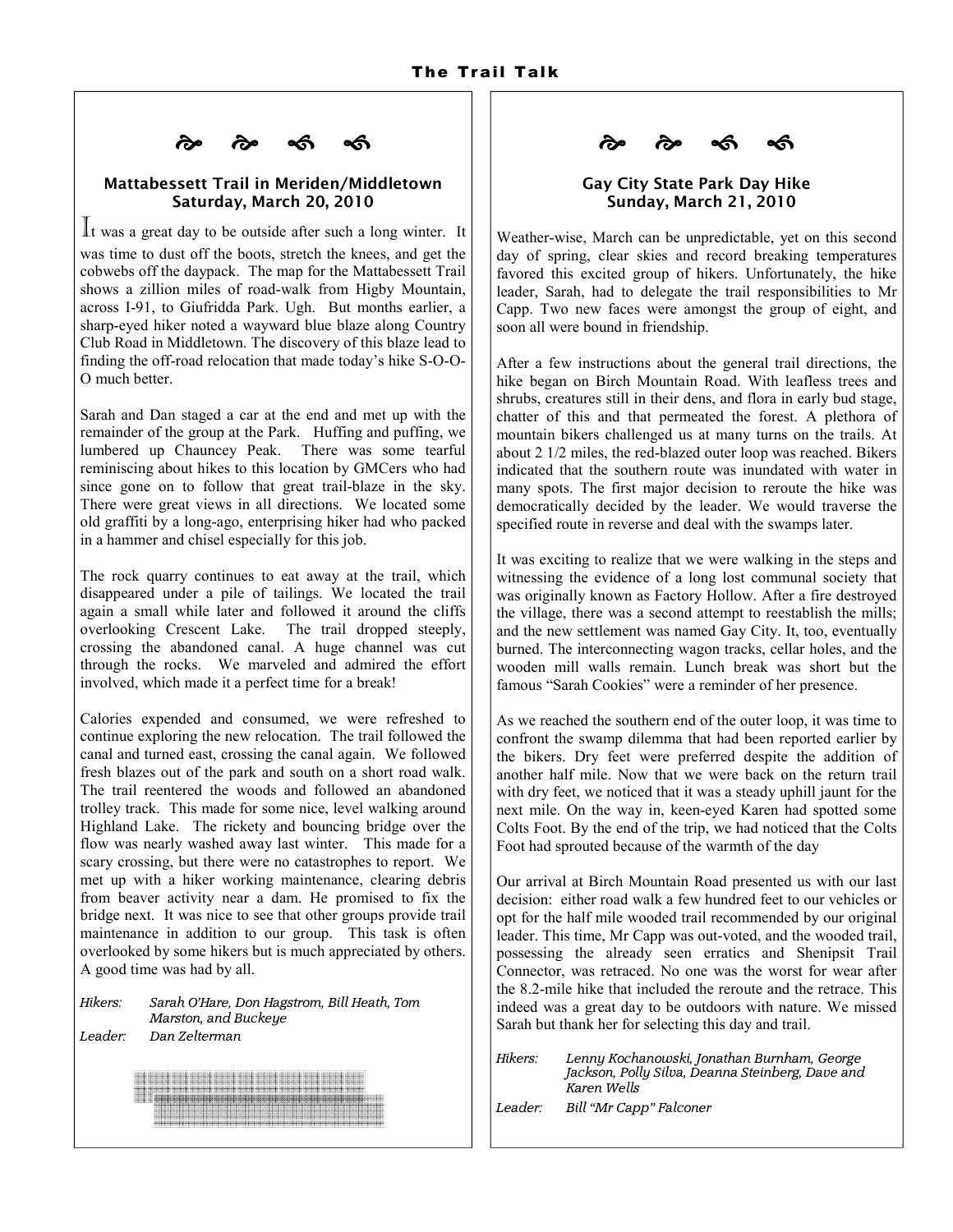## Mattabessett Trail in Meriden/Middletown
## Saturday, March 20, 2010

It was a great day to be outside after such a long winter. It was time to dust off the boots, stretch the knees, and get the cobwebs off the daypack. The map for the Mattabessett Trail shows a zillion miles of road-walk from Higby Mountain, across I-91, to Giufridda Park. Ugh. But months earlier, a sharp-eyed hiker noted a wayward blue blaze along Country Club Road in Middletown. The discovery of this blaze lead to finding the off-road relocation that made today's hike S-O-O-O much better.

Sarah and Dan staged a car at the end and met up with the remainder of the group at the Park. Huffing and puffing, we lumbered up Chauncey Peak. There was some tearful reminiscing about hikes to this location by GMCers who had since gone on to follow that great trail-blaze in the sky. There were great views in all directions. We located some old graffiti by a long-ago, enterprising hiker had who packed in a hammer and chisel especially for this job.

The rock quarry continues to eat away at the trail, which disappeared under a pile of tailings. We located the trail again a small while later and followed it around the cliffs overlooking Crescent Lake. The trail dropped steeply, crossing the abandoned canal. A huge channel was cut through the rocks. We marveled and admired the effort involved, which made it a perfect time for a break!

Calories expended and consumed, we were refreshed to continue exploring the new relocation. The trail followed the canal and turned east, crossing the canal again. We followed fresh blazes out of the park and south on a short road walk. The trail reentered the woods and followed an abandoned trolley track. This made for some nice, level walking around Highland Lake. The rickety and bouncing bridge over the flow was nearly washed away last winter. This made for a scary crossing, but there were no catastrophes to report. We met up with a hiker working maintenance, clearing debris from beaver activity near a dam. He promised to fix the bridge next. It was nice to see that other groups provide trail maintenance in addition to our group. This task is often overlooked by some hikers but is much appreciated by others. A good time was had by all.

*Hikers:* *Sarah O'Hare, Don Hagstrom, Bill Heath, Tom Marston, and Buckeye*

*Leader:* *Dan Zelterman*

## Gay City State Park Day Hike
## Sunday, March 21, 2010

Weather-wise, March can be unpredictable, yet on this second day of spring, clear skies and record breaking temperatures favored this excited group of hikers. Unfortunately, the hike leader, Sarah, had to delegate the trail responsibilities to Mr Capp. Two new faces were amongst the group of eight, and soon all were bound in friendship.

After a few instructions about the general trail directions, the hike began on Birch Mountain Road. With leafless trees and shrubs, creatures still in their dens, and flora in early bud stage, chatter of this and that permeated the forest. A plethora of mountain bikers challenged us at many turns on the trails. At about 2 1/2 miles, the red-blazed outer loop was reached. Bikers indicated that the southern route was inundated with water in many spots. The first major decision to reroute the hike was democratically decided by the leader. We would traverse the specified route in reverse and deal with the swamps later.

It was exciting to realize that we were walking in the steps and witnessing the evidence of a long lost communal society that was originally known as Factory Hollow. After a fire destroyed the village, there was a second attempt to reestablish the mills; and the new settlement was named Gay City. It, too, eventually burned. The interconnecting wagon tracks, cellar holes, and the wooden mill walls remain. Lunch break was short but the famous "Sarah Cookies" were a reminder of her presence.

As we reached the southern end of the outer loop, it was time to confront the swamp dilemma that had been reported earlier by the bikers. Dry feet were preferred despite the addition of another half mile. Now that we were back on the return trail with dry feet, we noticed that it was a steady uphill jaunt for the next mile. On the way in, keen-eyed Karen had spotted some Colts Foot. By the end of the trip, we had noticed that the Colts Foot had sprouted because of the warmth of the day

Our arrival at Birch Mountain Road presented us with our last decision: either road walk a few hundred feet to our vehicles or opt for the half mile wooded trail recommended by our original leader. This time, Mr Capp was out-voted, and the wooded trail, possessing the already seen erratics and Shenipsit Trail Connector, was retraced. No one was the worst for wear after the 8.2-mile hike that included the reroute and the retrace. This indeed was a great day to be outdoors with nature. We missed Sarah but thank her for selecting this day and trail.

*Hikers:* *Lenny Kochanowski, Jonathan Burnham, George Jackson, Polly Silva, Deanna Steinberg, Dave and Karen Wells*

*Leader:* *Bill "Mr Capp" Falconer*